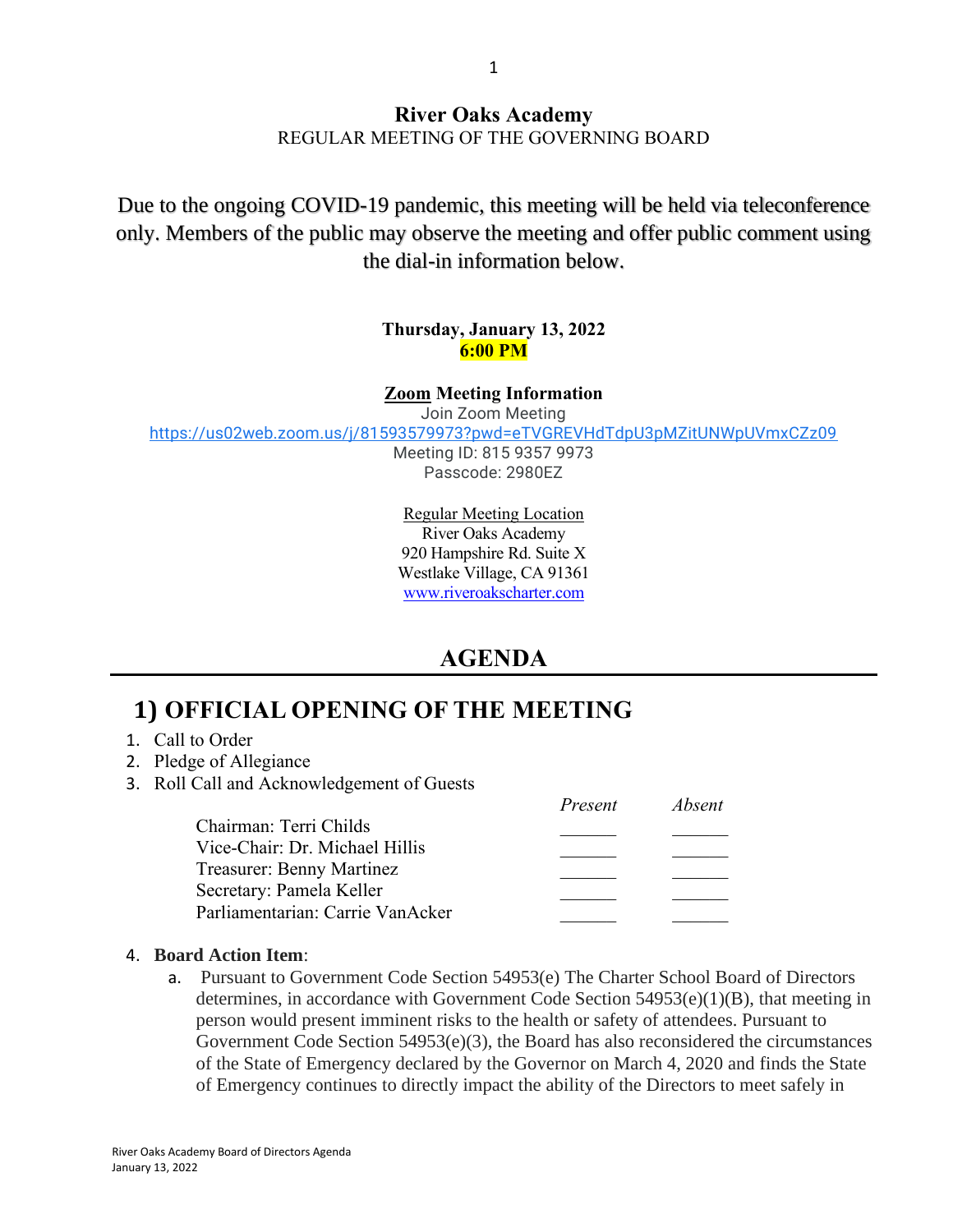## River Oaks Academy
REGULAR MEETING OF THE GOVERNING BOARD

Due to the ongoing COVID-19 pandemic, this meeting will be held via teleconference only. Members of the public may observe the meeting and offer public comment using the dial-in information below.

**Thursday, January 13, 2022**
**6:00 PM**

**Zoom Meeting Information**
Join Zoom Meeting
https://us02web.zoom.us/j/81593579973?pwd=eTVGREVHdTdpU3pMZitUNWpUVmxCZz09
Meeting ID: 815 9357 9973
Passcode: 2980EZ

Regular Meeting Location
River Oaks Academy
920 Hampshire Rd. Suite X
Westlake Village, CA 91361
www.riveroakscharter.com

# AGENDA

## 1) OFFICIAL OPENING OF THE MEETING

1. Call to Order
2. Pledge of Allegiance
3. Roll Call and Acknowledgement of Guests

| | *Present* | *Absent* |
|---|---|---|
| Chairman: Terri Childs | ______ | ______ |
| Vice-Chair: Dr. Michael Hillis | ______ | ______ |
| Treasurer: Benny Martinez | ______ | ______ |
| Secretary: Pamela Keller | ______ | ______ |
| Parliamentarian: Carrie VanAcker | ______ | ______ |

4. **Board Action Item**:
   a. Pursuant to Government Code Section 54953(e) The Charter School Board of Directors determines, in accordance with Government Code Section 54953(e)(1)(B), that meeting in person would present imminent risks to the health or safety of attendees. Pursuant to Government Code Section 54953(e)(3), the Board has also reconsidered the circumstances of the State of Emergency declared by the Governor on March 4, 2020 and finds the State of Emergency continues to directly impact the ability of the Directors to meet safely in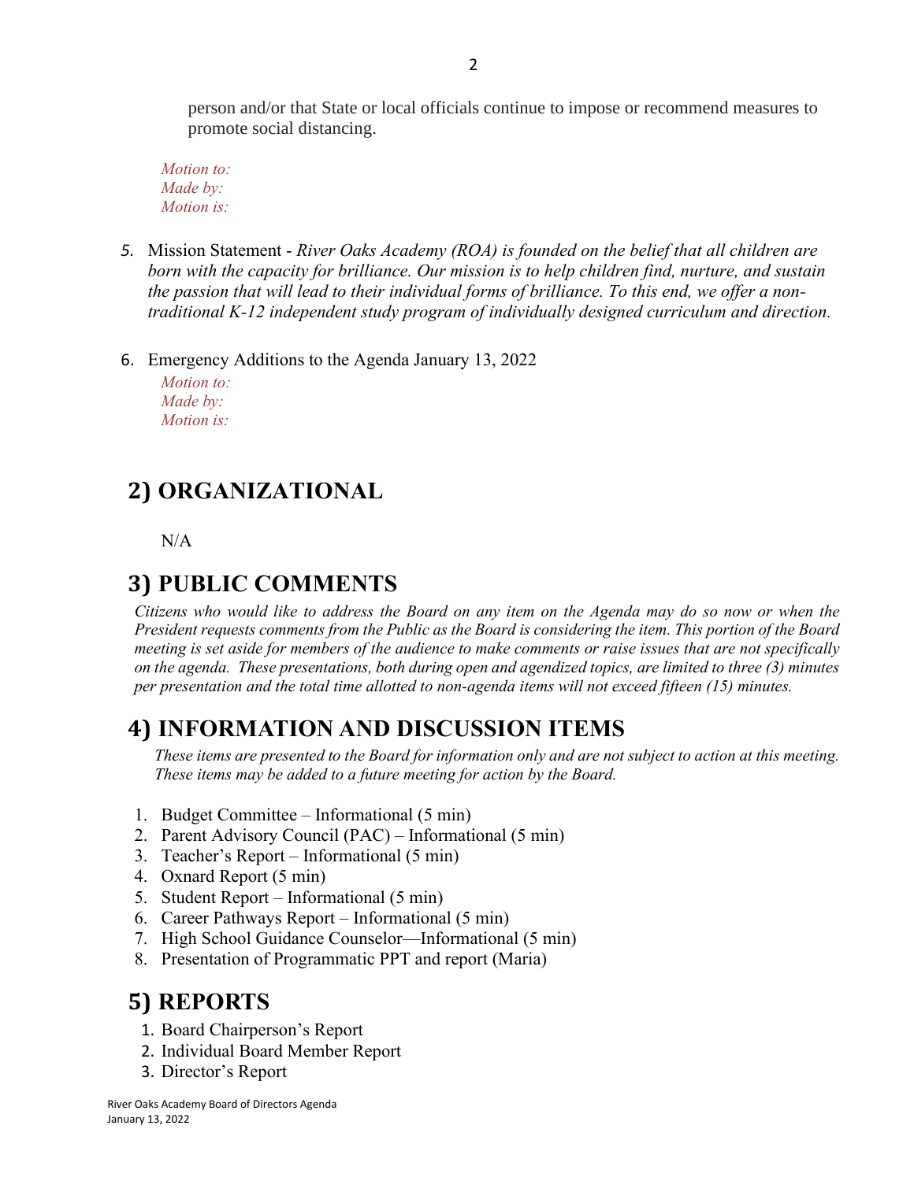person and/or that State or local officials continue to impose or recommend measures to promote social distancing.

*Motion to:*
*Made by:*
*Motion is:*

5. Mission Statement - *River Oaks Academy (ROA) is founded on the belief that all children are born with the capacity for brilliance. Our mission is to help children find, nurture, and sustain the passion that will lead to their individual forms of brilliance. To this end, we offer a non-traditional K-12 independent study program of individually designed curriculum and direction.*

6. Emergency Additions to the Agenda January 13, 2022

   *Motion to:*
   *Made by:*
   *Motion is:*

## 2) ORGANIZATIONAL

N/A

## 3) PUBLIC COMMENTS

*Citizens who would like to address the Board on any item on the Agenda may do so now or when the President requests comments from the Public as the Board is considering the item. This portion of the Board meeting is set aside for members of the audience to make comments or raise issues that are not specifically on the agenda. These presentations, both during open and agendized topics, are limited to three (3) minutes per presentation and the total time allotted to non-agenda items will not exceed fifteen (15) minutes.*

## 4) INFORMATION AND DISCUSSION ITEMS

*These items are presented to the Board for information only and are not subject to action at this meeting. These items may be added to a future meeting for action by the Board.*

1. Budget Committee – Informational (5 min)
2. Parent Advisory Council (PAC) – Informational (5 min)
3. Teacher's Report – Informational (5 min)
4. Oxnard Report (5 min)
5. Student Report – Informational (5 min)
6. Career Pathways Report – Informational (5 min)
7. High School Guidance Counselor—Informational (5 min)
8. Presentation of Programmatic PPT and report (Maria)

## 5) REPORTS

1. Board Chairperson's Report
2. Individual Board Member Report
3. Director's Report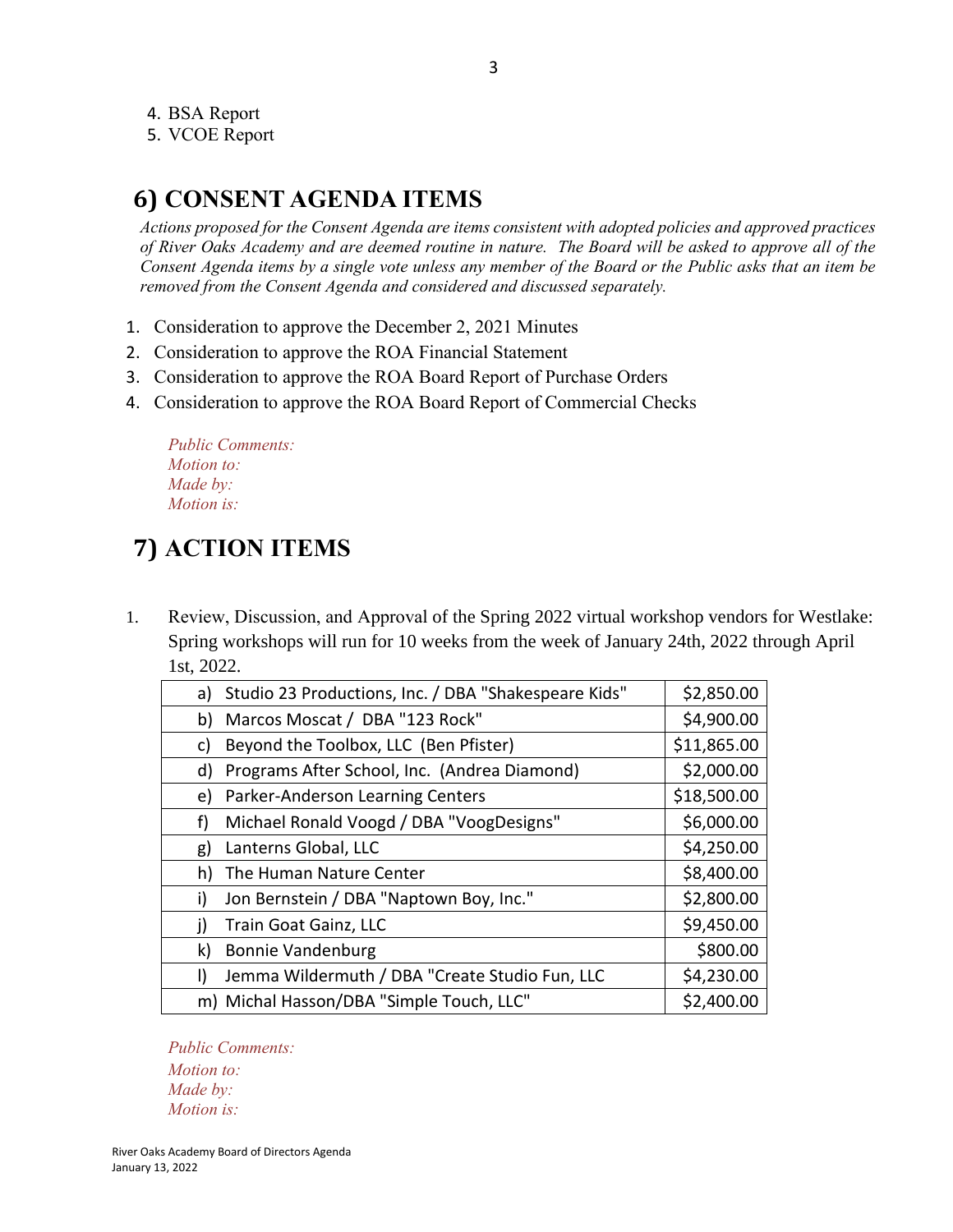4. BSA Report
5. VCOE Report

## 6) CONSENT AGENDA ITEMS

*Actions proposed for the Consent Agenda are items consistent with adopted policies and approved practices of River Oaks Academy and are deemed routine in nature. The Board will be asked to approve all of the Consent Agenda items by a single vote unless any member of the Board or the Public asks that an item be removed from the Consent Agenda and considered and discussed separately.*

1. Consideration to approve the December 2, 2021 Minutes
2. Consideration to approve the ROA Financial Statement
3. Consideration to approve the ROA Board Report of Purchase Orders
4. Consideration to approve the ROA Board Report of Commercial Checks

*Public Comments:*
*Motion to:*
*Made by:*
*Motion is:*

## 7) ACTION ITEMS

1. Review, Discussion, and Approval of the Spring 2022 virtual workshop vendors for Westlake: Spring workshops will run for 10 weeks from the week of January 24th, 2022 through April 1st, 2022.

| Vendor | Amount |
|---|---|
| a) Studio 23 Productions, Inc. / DBA "Shakespeare Kids" | $2,850.00 |
| b) Marcos Moscat / DBA "123 Rock" | $4,900.00 |
| c) Beyond the Toolbox, LLC (Ben Pfister) | $11,865.00 |
| d) Programs After School, Inc. (Andrea Diamond) | $2,000.00 |
| e) Parker-Anderson Learning Centers | $18,500.00 |
| f) Michael Ronald Voogd / DBA "VoogDesigns" | $6,000.00 |
| g) Lanterns Global, LLC | $4,250.00 |
| h) The Human Nature Center | $8,400.00 |
| i) Jon Bernstein / DBA "Naptown Boy, Inc." | $2,800.00 |
| j) Train Goat Gainz, LLC | $9,450.00 |
| k) Bonnie Vandenburg | $800.00 |
| l) Jemma Wildermuth / DBA "Create Studio Fun, LLC | $4,230.00 |
| m) Michal Hasson/DBA "Simple Touch, LLC" | $2,400.00 |

*Public Comments:*
*Motion to:*
*Made by:*
*Motion is:*

River Oaks Academy Board of Directors Agenda
January 13, 2022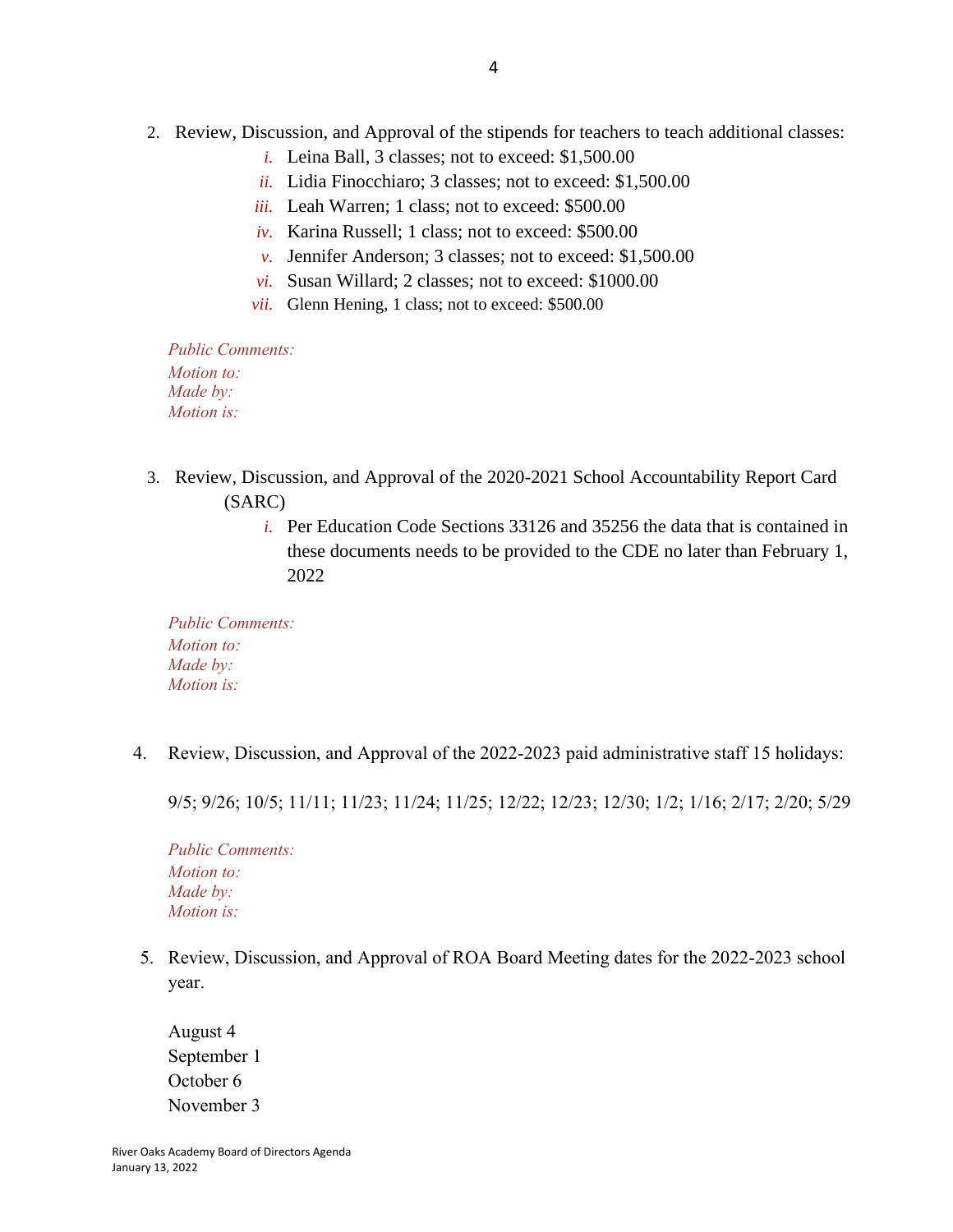2. Review, Discussion, and Approval of the stipends for teachers to teach additional classes:
   - *i.* Leina Ball, 3 classes; not to exceed: $1,500.00
   - *ii.* Lidia Finocchiaro; 3 classes; not to exceed: $1,500.00
   - *iii.* Leah Warren; 1 class; not to exceed: $500.00
   - *iv.* Karina Russell; 1 class; not to exceed: $500.00
   - *v.* Jennifer Anderson; 3 classes; not to exceed: $1,500.00
   - *vi.* Susan Willard; 2 classes; not to exceed: $1000.00
   - *vii.* Glenn Hening, 1 class; not to exceed: $500.00

   *Public Comments:*
   *Motion to:*
   *Made by:*
   *Motion is:*

3. Review, Discussion, and Approval of the 2020-2021 School Accountability Report Card (SARC)
   - *i.* Per Education Code Sections 33126 and 35256 the data that is contained in these documents needs to be provided to the CDE no later than February 1, 2022

   *Public Comments:*
   *Motion to:*
   *Made by:*
   *Motion is:*

4. Review, Discussion, and Approval of the 2022-2023 paid administrative staff 15 holidays:

   9/5; 9/26; 10/5; 11/11; 11/23; 11/24; 11/25; 12/22; 12/23; 12/30; 1/2; 1/16; 2/17; 2/20; 5/29

   *Public Comments:*
   *Motion to:*
   *Made by:*
   *Motion is:*

5. Review, Discussion, and Approval of ROA Board Meeting dates for the 2022-2023 school year.

   August 4
   September 1
   October 6
   November 3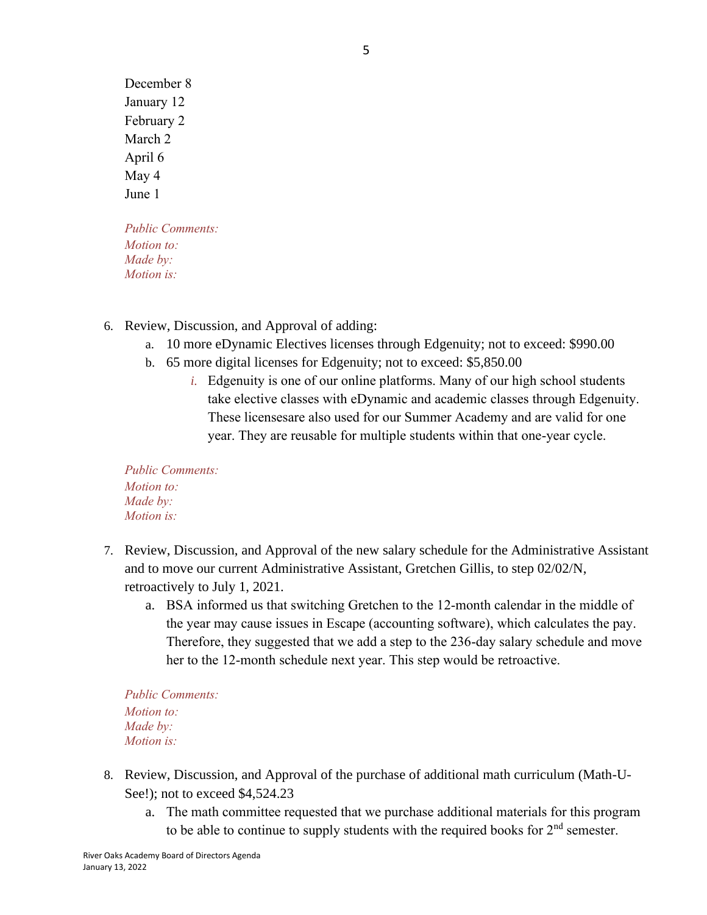December 8
January 12
February 2
March 2
April 6
May 4
June 1

*Public Comments:*
*Motion to:*
*Made by:*
*Motion is:*

6. Review, Discussion, and Approval of adding:
   a. 10 more eDynamic Electives licenses through Edgenuity; not to exceed: $990.00
   b. 65 more digital licenses for Edgenuity; not to exceed: $5,850.00
      i. Edgenuity is one of our online platforms. Many of our high school students take elective classes with eDynamic and academic classes through Edgenuity. These licensesare also used for our Summer Academy and are valid for one year. They are reusable for multiple students within that one-year cycle.

*Public Comments:*
*Motion to:*
*Made by:*
*Motion is:*

7. Review, Discussion, and Approval of the new salary schedule for the Administrative Assistant and to move our current Administrative Assistant, Gretchen Gillis, to step 02/02/N, retroactively to July 1, 2021.
   a. BSA informed us that switching Gretchen to the 12-month calendar in the middle of the year may cause issues in Escape (accounting software), which calculates the pay. Therefore, they suggested that we add a step to the 236-day salary schedule and move her to the 12-month schedule next year. This step would be retroactive.

*Public Comments:*
*Motion to:*
*Made by:*
*Motion is:*

8. Review, Discussion, and Approval of the purchase of additional math curriculum (Math-U-See!); not to exceed $4,524.23
   a. The math committee requested that we purchase additional materials for this program to be able to continue to supply students with the required books for 2nd semester.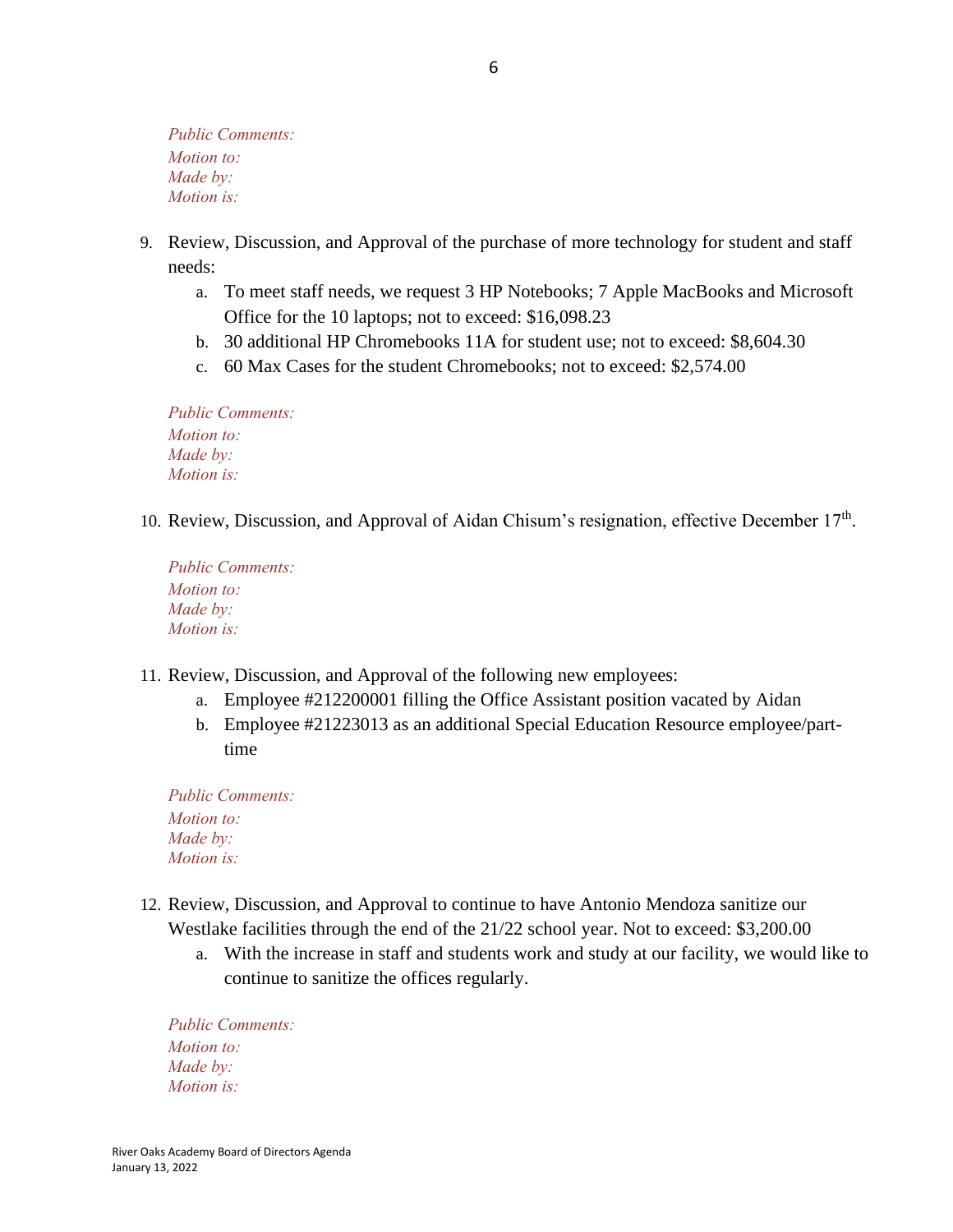*Public Comments:*
*Motion to:*
*Made by:*
*Motion is:*

9. Review, Discussion, and Approval of the purchase of more technology for student and staff needs:
   a. To meet staff needs, we request 3 HP Notebooks; 7 Apple MacBooks and Microsoft Office for the 10 laptops; not to exceed: $16,098.23
   b. 30 additional HP Chromebooks 11A for student use; not to exceed: $8,604.30
   c. 60 Max Cases for the student Chromebooks; not to exceed: $2,574.00

*Public Comments:*
*Motion to:*
*Made by:*
*Motion is:*

10. Review, Discussion, and Approval of Aidan Chisum's resignation, effective December 17th.

*Public Comments:*
*Motion to:*
*Made by:*
*Motion is:*

11. Review, Discussion, and Approval of the following new employees:
    a. Employee #212200001 filling the Office Assistant position vacated by Aidan
    b. Employee #21223013 as an additional Special Education Resource employee/part-time

*Public Comments:*
*Motion to:*
*Made by:*
*Motion is:*

12. Review, Discussion, and Approval to continue to have Antonio Mendoza sanitize our Westlake facilities through the end of the 21/22 school year. Not to exceed: $3,200.00
    a. With the increase in staff and students work and study at our facility, we would like to continue to sanitize the offices regularly.

*Public Comments:*
*Motion to:*
*Made by:*
*Motion is:*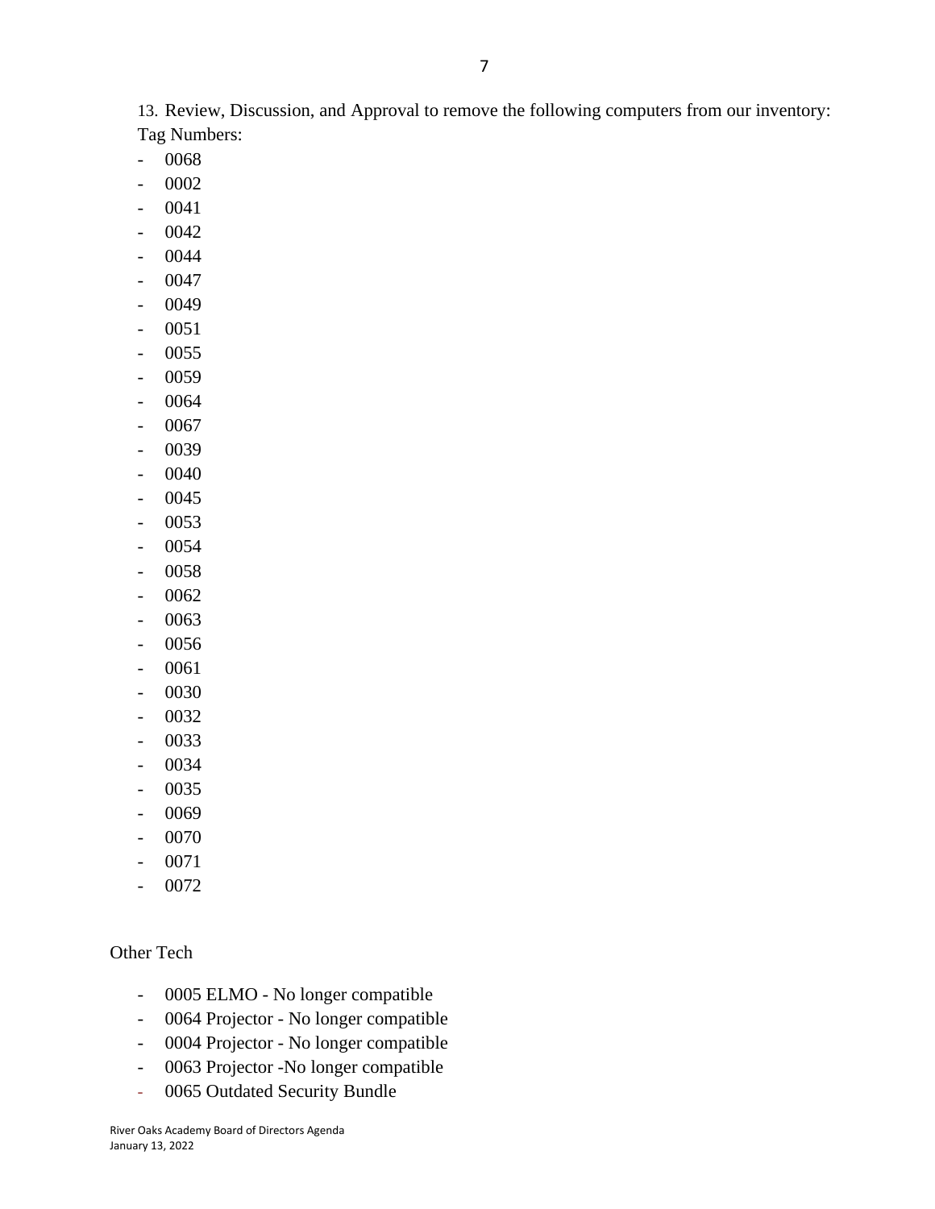13. Review, Discussion, and Approval to remove the following computers from our inventory:
Tag Numbers:

- 0068
- 0002
- 0041
- 0042
- 0044
- 0047
- 0049
- 0051
- 0055
- 0059
- 0064
- 0067
- 0039
- 0040
- 0045
- 0053
- 0054
- 0058
- 0062
- 0063
- 0056
- 0061
- 0030
- 0032
- 0033
- 0034
- 0035
- 0069
- 0070
- 0071
- 0072

Other Tech

- 0005 ELMO - No longer compatible
- 0064 Projector - No longer compatible
- 0004 Projector - No longer compatible
- 0063 Projector -No longer compatible
- 0065 Outdated Security Bundle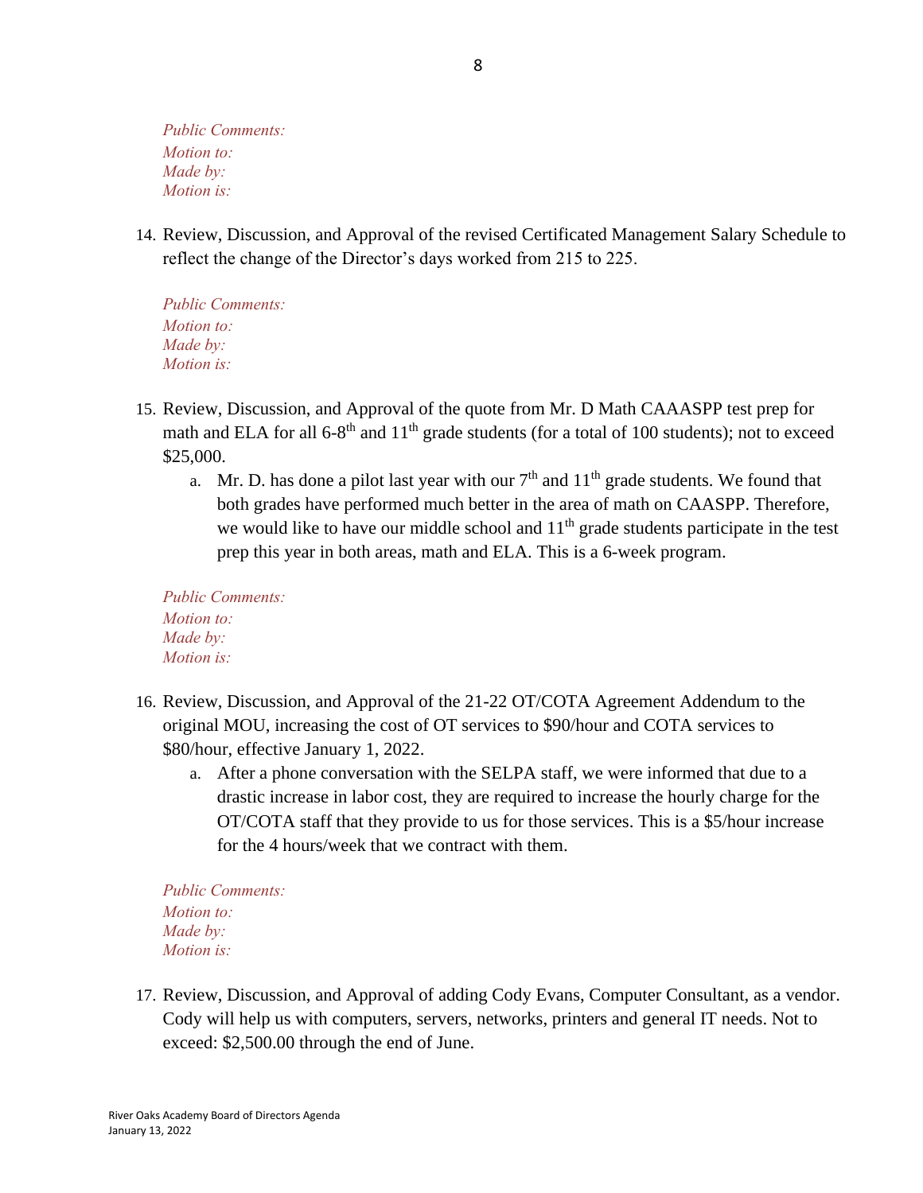*Public Comments:*
*Motion to:*
*Made by:*
*Motion is:*

14. Review, Discussion, and Approval of the revised Certificated Management Salary Schedule to reflect the change of the Director's days worked from 215 to 225.

*Public Comments:*
*Motion to:*
*Made by:*
*Motion is:*

15. Review, Discussion, and Approval of the quote from Mr. D Math CAAASPP test prep for math and ELA for all 6-8th and 11th grade students (for a total of 100 students); not to exceed $25,000.
    a. Mr. D. has done a pilot last year with our 7th and 11th grade students. We found that both grades have performed much better in the area of math on CAASPP. Therefore, we would like to have our middle school and 11th grade students participate in the test prep this year in both areas, math and ELA. This is a 6-week program.

*Public Comments:*
*Motion to:*
*Made by:*
*Motion is:*

16. Review, Discussion, and Approval of the 21-22 OT/COTA Agreement Addendum to the original MOU, increasing the cost of OT services to $90/hour and COTA services to $80/hour, effective January 1, 2022.
    a. After a phone conversation with the SELPA staff, we were informed that due to a drastic increase in labor cost, they are required to increase the hourly charge for the OT/COTA staff that they provide to us for those services. This is a $5/hour increase for the 4 hours/week that we contract with them.

*Public Comments:*
*Motion to:*
*Made by:*
*Motion is:*

17. Review, Discussion, and Approval of adding Cody Evans, Computer Consultant, as a vendor. Cody will help us with computers, servers, networks, printers and general IT needs. Not to exceed: $2,500.00 through the end of June.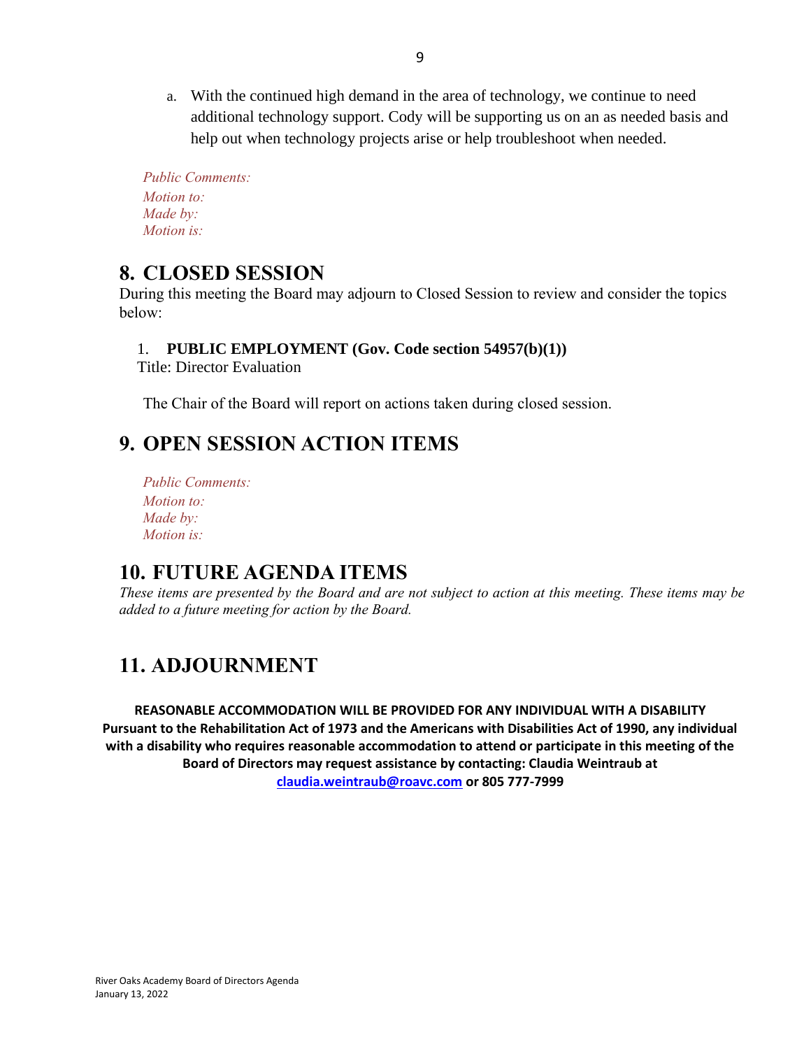a. With the continued high demand in the area of technology, we continue to need additional technology support. Cody will be supporting us on an as needed basis and help out when technology projects arise or help troubleshoot when needed.

*Public Comments:*
*Motion to:*
*Made by:*
*Motion is:*

## 8. CLOSED SESSION

During this meeting the Board may adjourn to Closed Session to review and consider the topics below:

1. **PUBLIC EMPLOYMENT (Gov. Code section 54957(b)(1))**
Title: Director Evaluation

The Chair of the Board will report on actions taken during closed session.

## 9. OPEN SESSION ACTION ITEMS

*Public Comments:*
*Motion to:*
*Made by:*
*Motion is:*

## 10. FUTURE AGENDA ITEMS

*These items are presented by the Board and are not subject to action at this meeting. These items may be added to a future meeting for action by the Board.*

## 11. ADJOURNMENT

**REASONABLE ACCOMMODATION WILL BE PROVIDED FOR ANY INDIVIDUAL WITH A DISABILITY**
**Pursuant to the Rehabilitation Act of 1973 and the Americans with Disabilities Act of 1990, any individual with a disability who requires reasonable accommodation to attend or participate in this meeting of the Board of Directors may request assistance by contacting: Claudia Weintraub at claudia.weintraub@roavc.com or 805 777-7999**